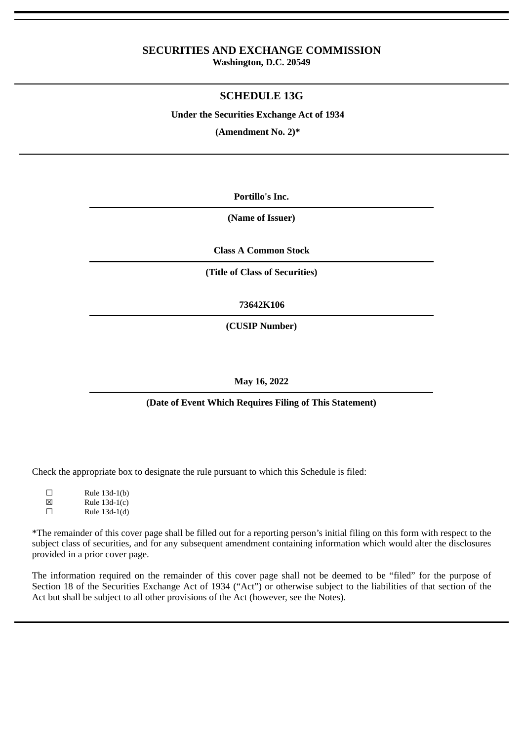# SECURITIES AND EXCHANGE COMMISSION

**Washington, D.C. 20549**

## SCHEDULE 13G

**Under the Securities Exchange Act of 1934**

**(Amendment No. 2)***

**Portillo's Inc.**

**(Name of Issuer)**

**Class A Common Stock**

**(Title of Class of Securities)**

**73642K106**

**(CUSIP Number)**

**May 16, 2022**

**(Date of Event Which Requires Filing of This Statement)**

Check the appropriate box to designate the rule pursuant to which this Schedule is filed:

☐ Rule 13d-1(b)
☒ Rule 13d-1(c)
☐ Rule 13d-1(d)

*The remainder of this cover page shall be filled out for a reporting person's initial filing on this form with respect to the subject class of securities, and for any subsequent amendment containing information which would alter the disclosures provided in a prior cover page.

The information required on the remainder of this cover page shall not be deemed to be "filed" for the purpose of Section 18 of the Securities Exchange Act of 1934 ("Act") or otherwise subject to the liabilities of that section of the Act but shall be subject to all other provisions of the Act (however, see the Notes).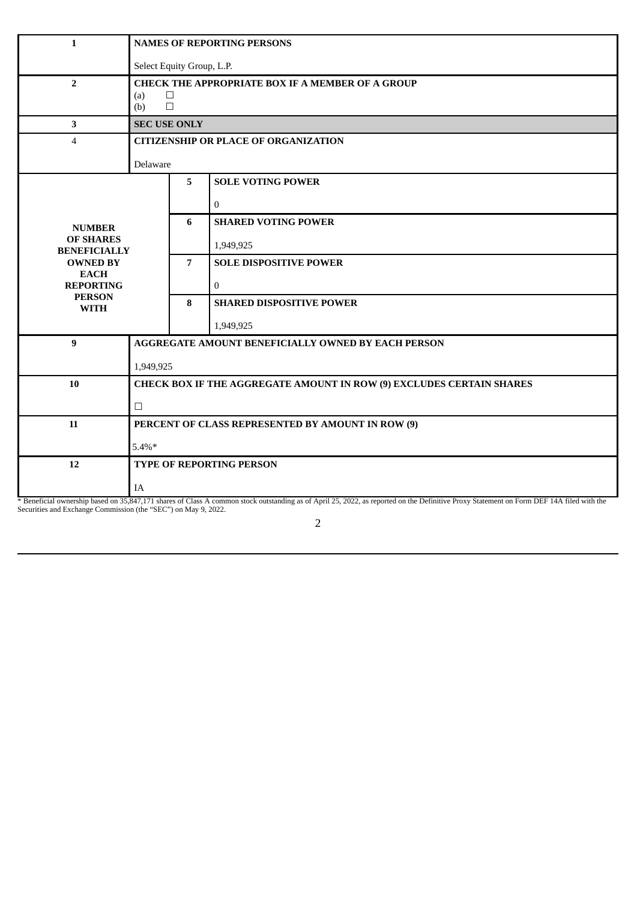| 1 | NAMES OF REPORTING PERSONS | |
|---|---|---|
| | Select Equity Group, L.P. | |
| 2 | CHECK THE APPROPRIATE BOX IF A MEMBER OF A GROUP<br>(a) ☐<br>(b) ☐ | |
| 3 | SEC USE ONLY | |
| 4 | CITIZENSHIP OR PLACE OF ORGANIZATION | |
| | Delaware | |
| NUMBER OF SHARES BENEFICIALLY OWNED BY EACH REPORTING PERSON WITH | 5 | SOLE VOTING POWER<br>0 |
| | 6 | SHARED VOTING POWER<br>1,949,925 |
| | 7 | SOLE DISPOSITIVE POWER<br>0 |
| | 8 | SHARED DISPOSITIVE POWER<br>1,949,925 |
| 9 | AGGREGATE AMOUNT BENEFICIALLY OWNED BY EACH PERSON | |
| | 1,949,925 | |
| 10 | CHECK BOX IF THE AGGREGATE AMOUNT IN ROW (9) EXCLUDES CERTAIN SHARES | |
| | ☐ | |
| 11 | PERCENT OF CLASS REPRESENTED BY AMOUNT IN ROW (9) | |
| | 5.4%* | |
| 12 | TYPE OF REPORTING PERSON | |
| | IA | |

* Beneficial ownership based on 35,847,171 shares of Class A common stock outstanding as of April 25, 2022, as reported on the Definitive Proxy Statement on Form DEF 14A filed with the Securities and Exchange Commission (the "SEC") on May 9, 2022.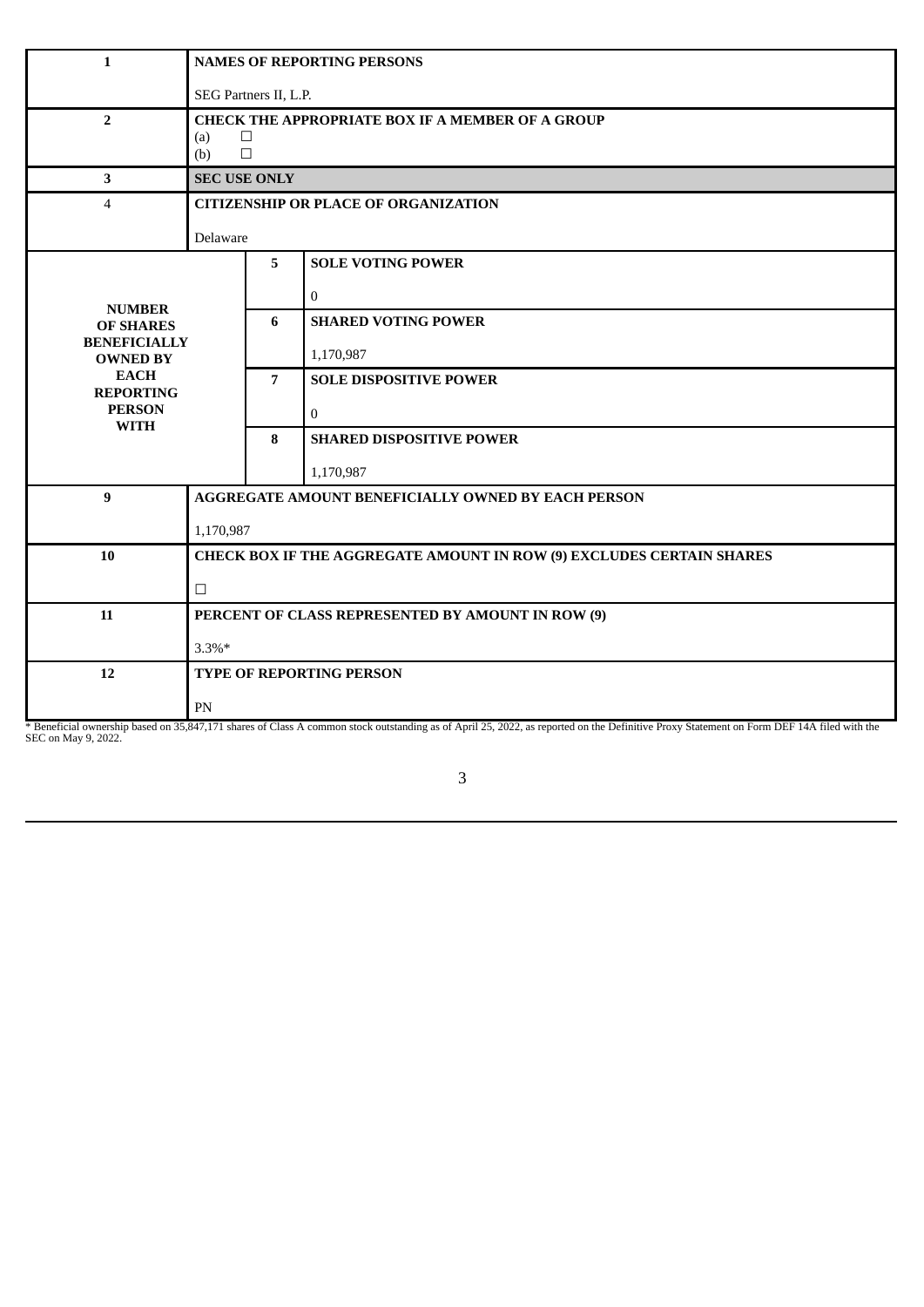| 1 | NAMES OF REPORTING PERSONS | | |
|---|---|---|---|
| | SEG Partners II, L.P. | | |
| 2 | CHECK THE APPROPRIATE BOX IF A MEMBER OF A GROUP<br>(a) ☐<br>(b) ☐ | | |
| 3 | SEC USE ONLY | | |
| 4 | CITIZENSHIP OR PLACE OF ORGANIZATION | | |
| | Delaware | | |
| NUMBER OF SHARES BENEFICIALLY OWNED BY EACH REPORTING PERSON WITH | | 5 | SOLE VOTING POWER<br><br>0 |
| | | 6 | SHARED VOTING POWER<br><br>1,170,987 |
| | | 7 | SOLE DISPOSITIVE POWER<br><br>0 |
| | | 8 | SHARED DISPOSITIVE POWER<br><br>1,170,987 |
| 9 | AGGREGATE AMOUNT BENEFICIALLY OWNED BY EACH PERSON | | |
| | 1,170,987 | | |
| 10 | CHECK BOX IF THE AGGREGATE AMOUNT IN ROW (9) EXCLUDES CERTAIN SHARES | | |
| | ☐ | | |
| 11 | PERCENT OF CLASS REPRESENTED BY AMOUNT IN ROW (9) | | |
| | 3.3%* | | |
| 12 | TYPE OF REPORTING PERSON | | |
| | PN | | |

* Beneficial ownership based on 35,847,171 shares of Class A common stock outstanding as of April 25, 2022, as reported on the Definitive Proxy Statement on Form DEF 14A filed with the SEC on May 9, 2022.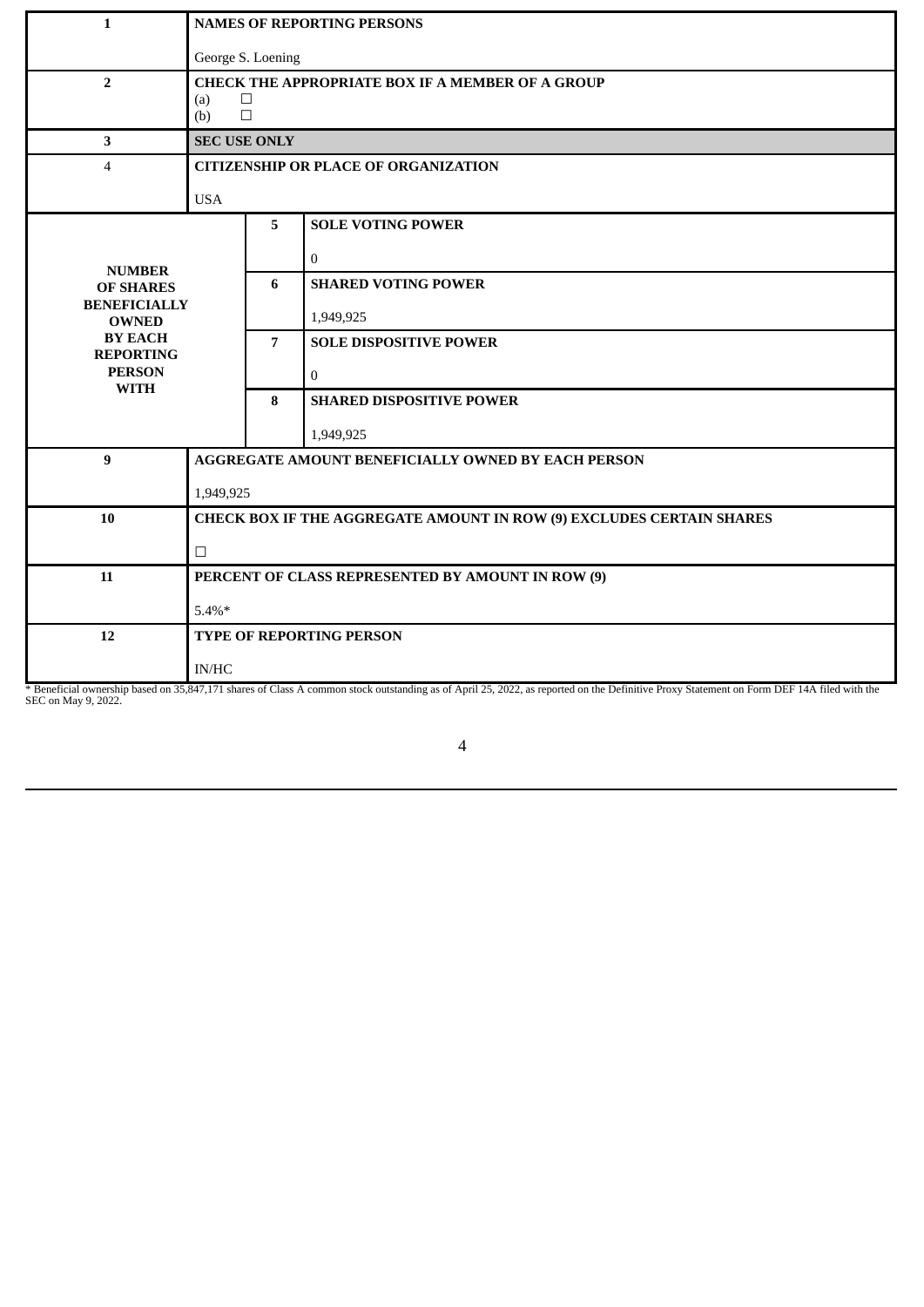| | | | |
|---|---|---|---|
| **1** | **NAMES OF REPORTING PERSONS**<br><br>George S. Loening | | |
| **2** | **CHECK THE APPROPRIATE BOX IF A MEMBER OF A GROUP**<br>(a) ☐<br>(b) ☐ | | |
| **3** | **SEC USE ONLY** | | |
| 4 | **CITIZENSHIP OR PLACE OF ORGANIZATION**<br><br>USA | | |
| **NUMBER OF SHARES BENEFICIALLY OWNED BY EACH REPORTING PERSON WITH** | | **5** | **SOLE VOTING POWER**<br><br>0 |
| | | **6** | **SHARED VOTING POWER**<br><br>1,949,925 |
| | | **7** | **SOLE DISPOSITIVE POWER**<br><br>0 |
| | | **8** | **SHARED DISPOSITIVE POWER**<br><br>1,949,925 |
| **9** | **AGGREGATE AMOUNT BENEFICIALLY OWNED BY EACH PERSON**<br><br>1,949,925 | | |
| **10** | **CHECK BOX IF THE AGGREGATE AMOUNT IN ROW (9) EXCLUDES CERTAIN SHARES**<br><br>☐ | | |
| **11** | **PERCENT OF CLASS REPRESENTED BY AMOUNT IN ROW (9)**<br><br>5.4%* | | |
| **12** | **TYPE OF REPORTING PERSON**<br><br>IN/HC | | |

* Beneficial ownership based on 35,847,171 shares of Class A common stock outstanding as of April 25, 2022, as reported on the Definitive Proxy Statement on Form DEF 14A filed with the SEC on May 9, 2022.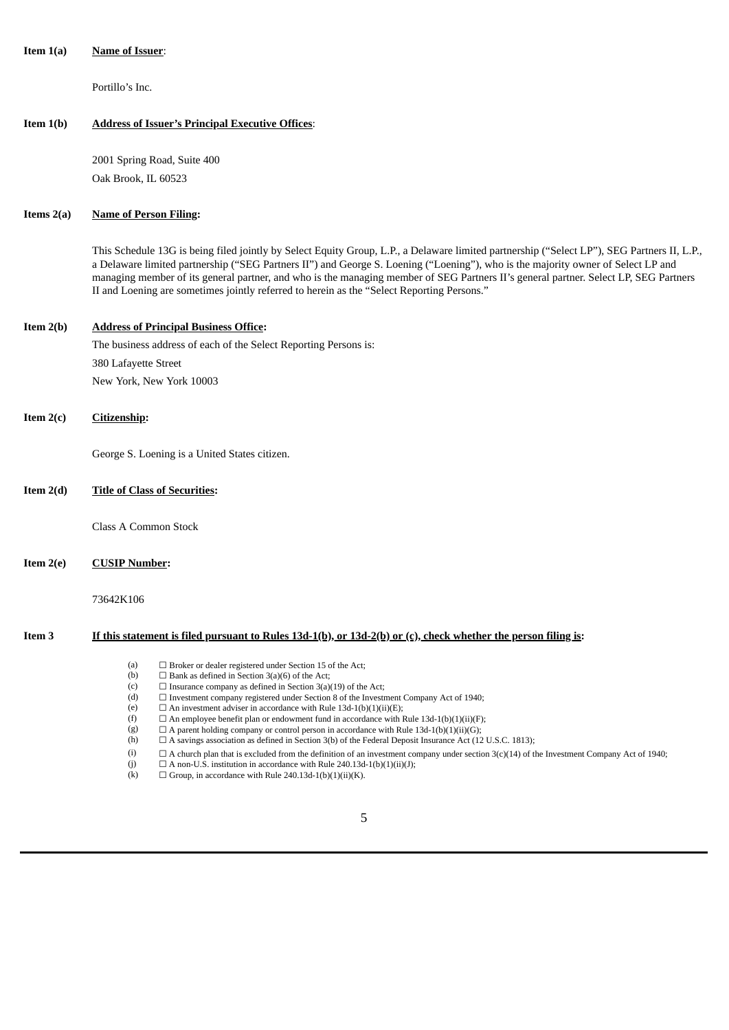**Item 1(a)** **Name of Issuer**:

Portillo's Inc.

**Item 1(b)** **Address of Issuer's Principal Executive Offices**:

2001 Spring Road, Suite 400
Oak Brook, IL 60523

**Items 2(a)** **Name of Person Filing:**

This Schedule 13G is being filed jointly by Select Equity Group, L.P., a Delaware limited partnership ("Select LP"), SEG Partners II, L.P., a Delaware limited partnership ("SEG Partners II") and George S. Loening ("Loening"), who is the majority owner of Select LP and managing member of its general partner, and who is the managing member of SEG Partners II's general partner. Select LP, SEG Partners II and Loening are sometimes jointly referred to herein as the "Select Reporting Persons."

**Item 2(b)** **Address of Principal Business Office:**

The business address of each of the Select Reporting Persons is:
380 Lafayette Street
New York, New York 10003

**Item 2(c)** **Citizenship:**

George S. Loening is a United States citizen.

**Item 2(d)** **Title of Class of Securities:**

Class A Common Stock

**Item 2(e)** **CUSIP Number:**

73642K106

**Item 3** **If this statement is filed pursuant to Rules 13d-1(b), or 13d-2(b) or (c), check whether the person filing is:**

(a) ☐ Broker or dealer registered under Section 15 of the Act;
(b) ☐ Bank as defined in Section 3(a)(6) of the Act;
(c) ☐ Insurance company as defined in Section 3(a)(19) of the Act;
(d) ☐ Investment company registered under Section 8 of the Investment Company Act of 1940;
(e) ☐ An investment adviser in accordance with Rule 13d-1(b)(1)(ii)(E);
(f) ☐ An employee benefit plan or endowment fund in accordance with Rule 13d-1(b)(1)(ii)(F);
(g) ☐ A parent holding company or control person in accordance with Rule 13d-1(b)(1)(ii)(G);
(h) ☐ A savings association as defined in Section 3(b) of the Federal Deposit Insurance Act (12 U.S.C. 1813);
(i) ☐ A church plan that is excluded from the definition of an investment company under section 3(c)(14) of the Investment Company Act of 1940;
(j) ☐ A non-U.S. institution in accordance with Rule 240.13d-1(b)(1)(ii)(J);
(k) ☐ Group, in accordance with Rule 240.13d-1(b)(1)(ii)(K).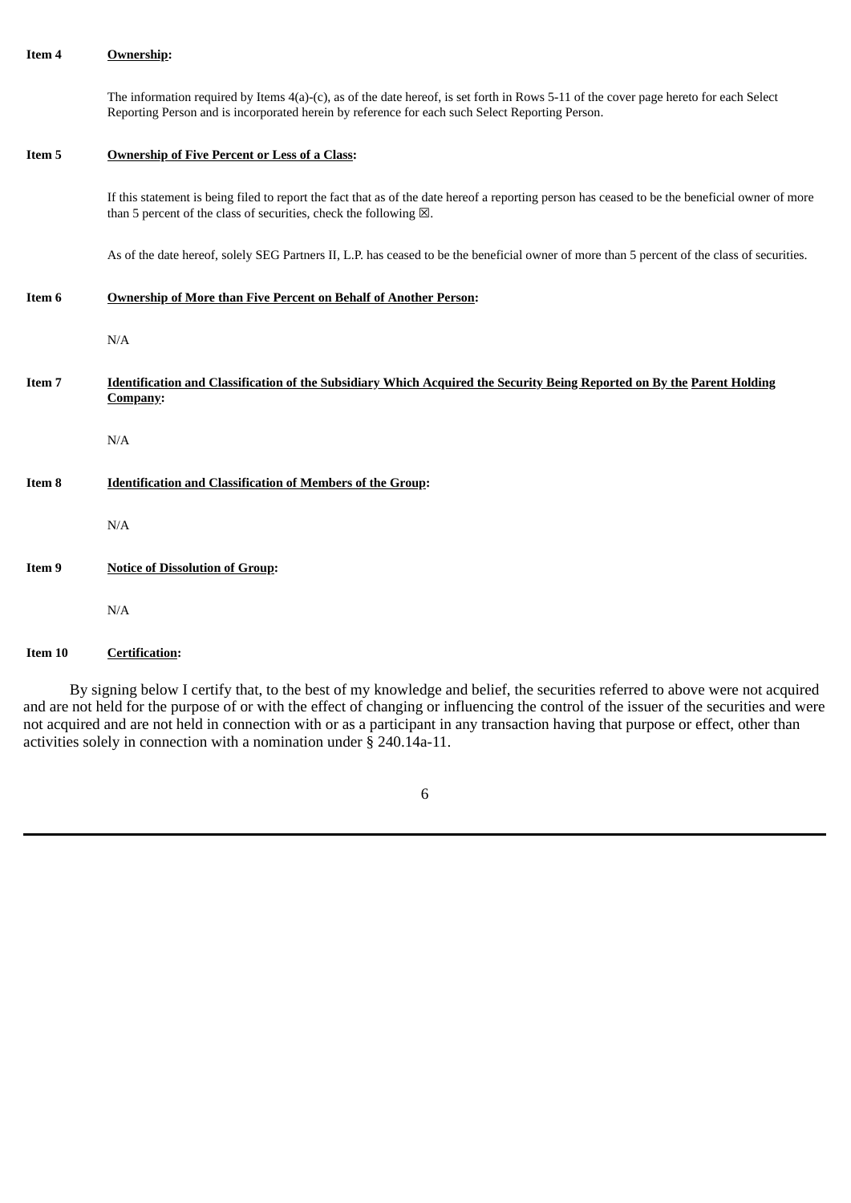**Item 4** **Ownership:**

The information required by Items 4(a)-(c), as of the date hereof, is set forth in Rows 5-11 of the cover page hereto for each Select Reporting Person and is incorporated herein by reference for each such Select Reporting Person.

**Item 5** **Ownership of Five Percent or Less of a Class:**

If this statement is being filed to report the fact that as of the date hereof a reporting person has ceased to be the beneficial owner of more than 5 percent of the class of securities, check the following ☒.

As of the date hereof, solely SEG Partners II, L.P. has ceased to be the beneficial owner of more than 5 percent of the class of securities.

**Item 6** **Ownership of More than Five Percent on Behalf of Another Person:**

N/A

**Item 7** **Identification and Classification of the Subsidiary Which Acquired the Security Being Reported on By the Parent Holding Company:**

N/A

**Item 8** **Identification and Classification of Members of the Group:**

N/A

**Item 9** **Notice of Dissolution of Group:**

N/A

**Item 10** **Certification:**

By signing below I certify that, to the best of my knowledge and belief, the securities referred to above were not acquired and are not held for the purpose of or with the effect of changing or influencing the control of the issuer of the securities and were not acquired and are not held in connection with or as a participant in any transaction having that purpose or effect, other than activities solely in connection with a nomination under § 240.14a-11.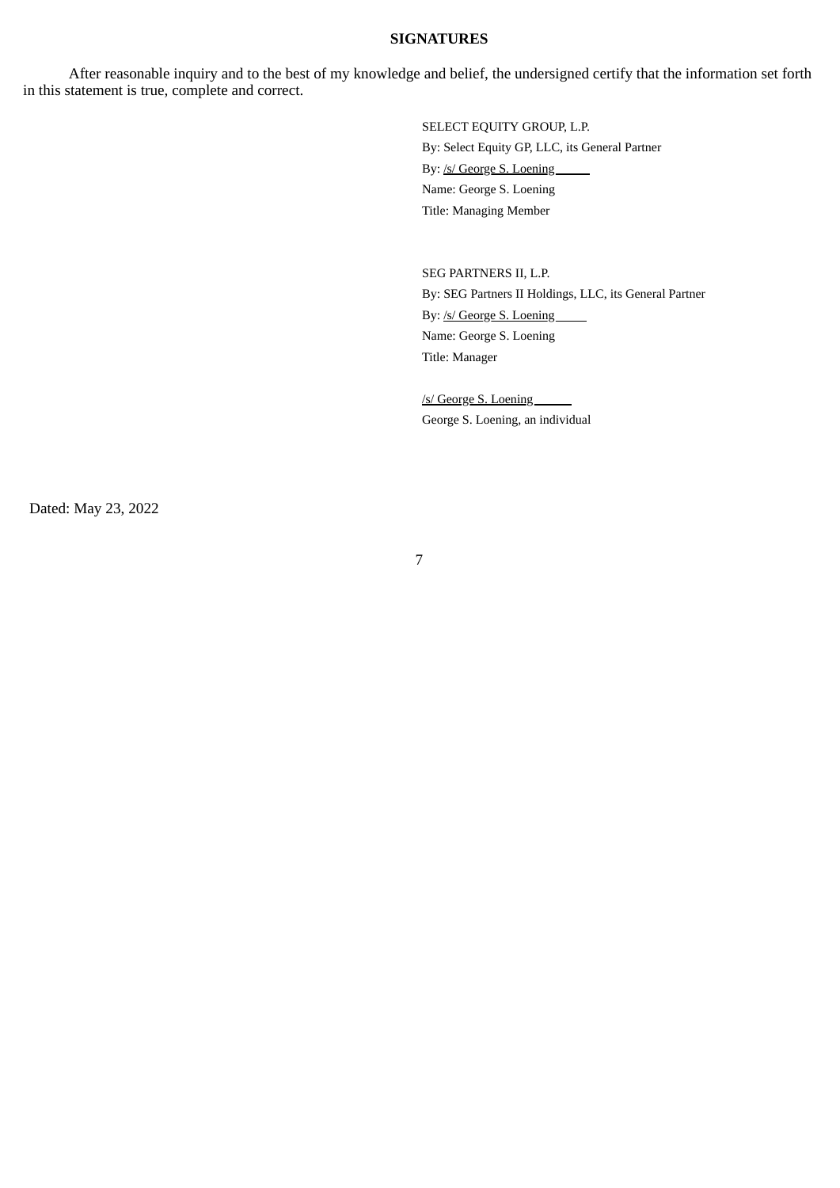**SIGNATURES**

After reasonable inquiry and to the best of my knowledge and belief, the undersigned certify that the information set forth in this statement is true, complete and correct.

SELECT EQUITY GROUP, L.P.
By: Select Equity GP, LLC, its General Partner
By: /s/ George S. Loening
Name: George S. Loening
Title: Managing Member

SEG PARTNERS II, L.P.
By: SEG Partners II Holdings, LLC, its General Partner
By: /s/ George S. Loening
Name: George S. Loening
Title: Manager

/s/ George S. Loening
George S. Loening, an individual

Dated: May 23, 2022